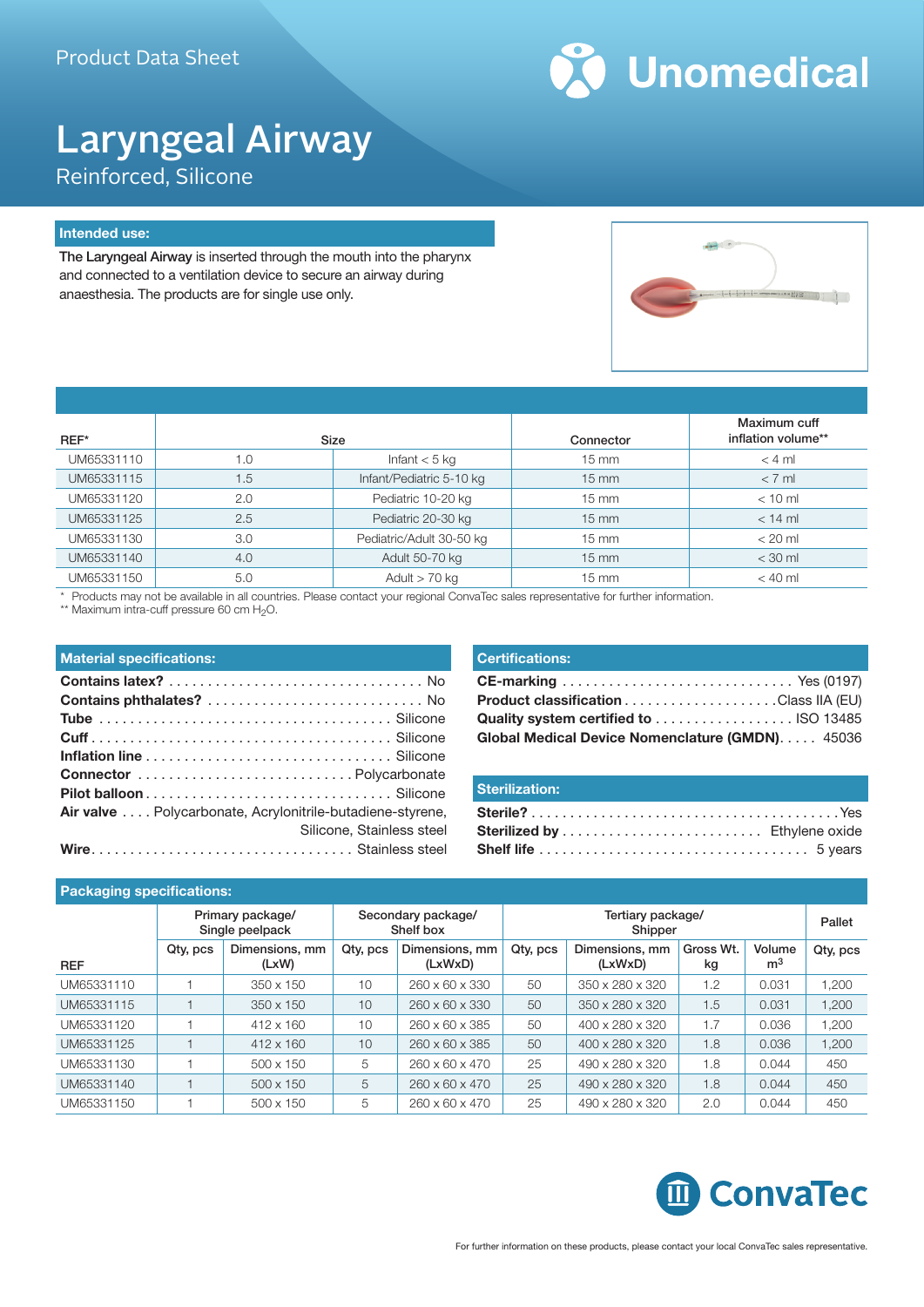Product Data Sheet

Unomedical

# Laryngeal Airway

## Reinforced, Silicone

### Intended use:

**The Laryngeal Airway** is inserted through the mouth into the pharynx and connected to a ventilation device to secure an airway during anaesthesia. The products are for single use only.

| REF* | Size | | Connector | Maximum cuff inflation volume** |
|---|---|---|---|---|
| UM65331110 | 1.0 | Infant < 5 kg | 15 mm | < 4 ml |
| UM65331115 | 1.5 | Infant/Pediatric 5-10 kg | 15 mm | < 7 ml |
| UM65331120 | 2.0 | Pediatric 10-20 kg | 15 mm | < 10 ml |
| UM65331125 | 2.5 | Pediatric 20-30 kg | 15 mm | < 14 ml |
| UM65331130 | 3.0 | Pediatric/Adult 30-50 kg | 15 mm | < 20 ml |
| UM65331140 | 4.0 | Adult 50-70 kg | 15 mm | < 30 ml |
| UM65331150 | 5.0 | Adult > 70 kg | 15 mm | < 40 ml |

\* Products may not be available in all countries. Please contact your regional ConvaTec sales representative for further information.
\*\* Maximum intra-cuff pressure 60 cm $H_2O$.

### Material specifications:

- **Contains latex?** ... No
- **Contains phthalates?** ... No
- **Tube** ... Silicone
- **Cuff** ... Silicone
- **Inflation line** ... Silicone
- **Connector** ... Polycarbonate
- **Pilot balloon** ... Silicone
- **Air valve** ... Polycarbonate, Acrylonitrile-butadiene-styrene, Silicone, Stainless steel
- **Wire** ... Stainless steel

### Certifications:

- **CE-marking** ... Yes (0197)
- **Product classification** ... Class IIA (EU)
- **Quality system certified to** ... ISO 13485
- **Global Medical Device Nomenclature (GMDN)** ... 45036

### Sterilization:

- **Sterile?** ... Yes
- **Sterilized by** ... Ethylene oxide
- **Shelf life** ... 5 years

### Packaging specifications:

| | Primary package/ Single peelpack | | Secondary package/ Shelf box | | Tertiary package/ Shipper | | | | Pallet |
|---|---|---|---|---|---|---|---|---|---|
| REF | Qty, pcs | Dimensions, mm (LxW) | Qty, pcs | Dimensions, mm (LxWxD) | Qty, pcs | Dimensions, mm (LxWxD) | Gross Wt. kg | Volume $m^3$ | Qty, pcs |
| UM65331110 | 1 | 350 x 150 | 10 | 260 x 60 x 330 | 50 | 350 x 280 x 320 | 1.2 | 0.031 | 1,200 |
| UM65331115 | 1 | 350 x 150 | 10 | 260 x 60 x 330 | 50 | 350 x 280 x 320 | 1.5 | 0.031 | 1,200 |
| UM65331120 | 1 | 412 x 160 | 10 | 260 x 60 x 385 | 50 | 400 x 280 x 320 | 1.7 | 0.036 | 1,200 |
| UM65331125 | 1 | 412 x 160 | 10 | 260 x 60 x 385 | 50 | 400 x 280 x 320 | 1.8 | 0.036 | 1,200 |
| UM65331130 | 1 | 500 x 150 | 5 | 260 x 60 x 470 | 25 | 490 x 280 x 320 | 1.8 | 0.044 | 450 |
| UM65331140 | 1 | 500 x 150 | 5 | 260 x 60 x 470 | 25 | 490 x 280 x 320 | 1.8 | 0.044 | 450 |
| UM65331150 | 1 | 500 x 150 | 5 | 260 x 60 x 470 | 25 | 490 x 280 x 320 | 2.0 | 0.044 | 450 |

ConvaTec

For further information on these products, please contact your local ConvaTec sales representative.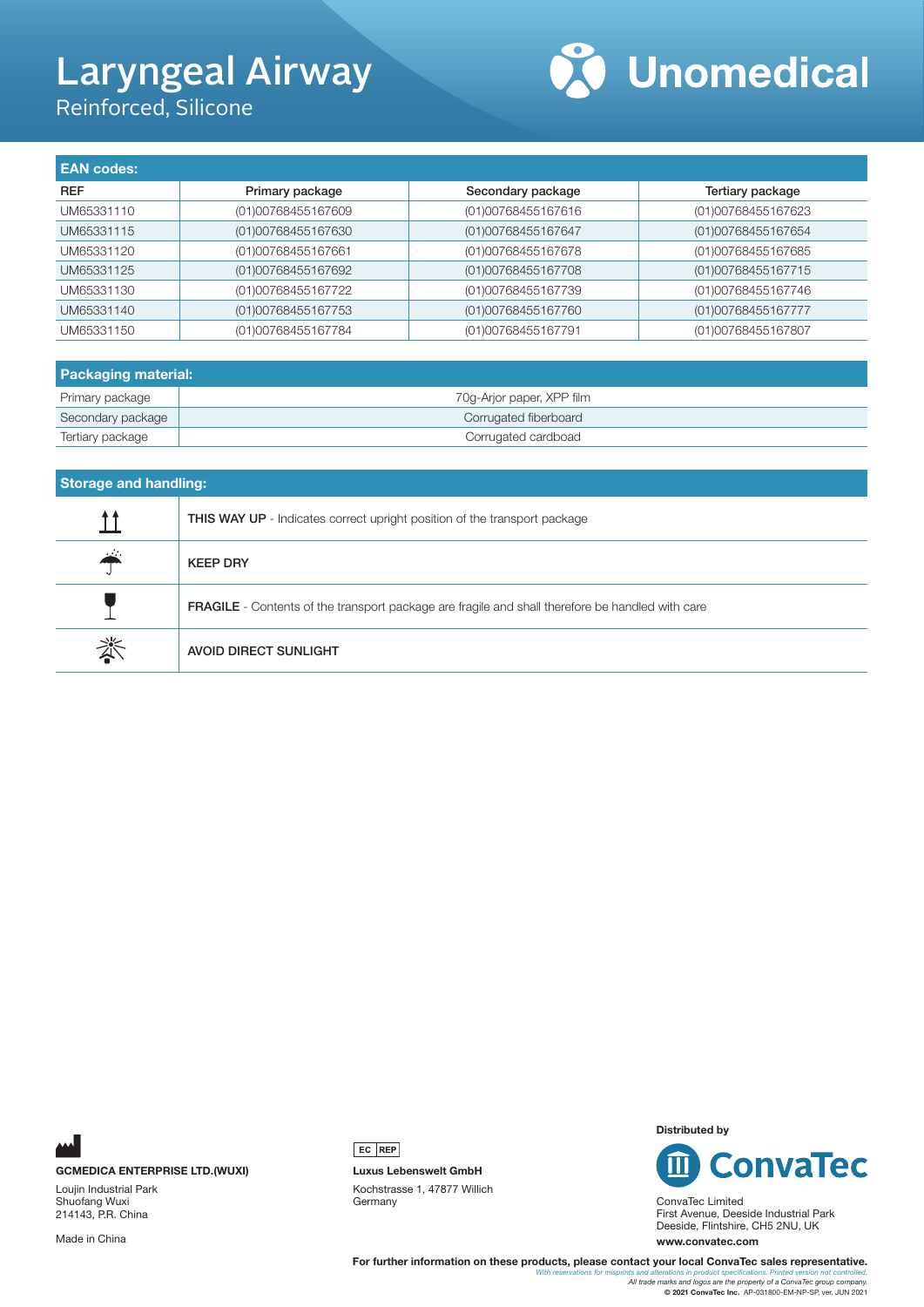# Laryngeal Airway

Reinforced, Silicone

Unomedical

## EAN codes:

| REF | Primary package | Secondary package | Tertiary package |
|---|---|---|---|
| UM65331110 | (01)00768455167609 | (01)00768455167616 | (01)00768455167623 |
| UM65331115 | (01)00768455167630 | (01)00768455167647 | (01)00768455167654 |
| UM65331120 | (01)00768455167661 | (01)00768455167678 | (01)00768455167685 |
| UM65331125 | (01)00768455167692 | (01)00768455167708 | (01)00768455167715 |
| UM65331130 | (01)00768455167722 | (01)00768455167739 | (01)00768455167746 |
| UM65331140 | (01)00768455167753 | (01)00768455167760 | (01)00768455167777 |
| UM65331150 | (01)00768455167784 | (01)00768455167791 | (01)00768455167807 |

## Packaging material:

| | |
|---|---|
| Primary package | 70g-Arjor paper, XPP film |
| Secondary package | Corrugated fiberboard |
| Tertiary package | Corrugated cardboad |

## Storage and handling:

| | |
|---|---|
| | **THIS WAY UP** - Indicates correct upright position of the transport package |
| | **KEEP DRY** |
| | **FRAGILE** - Contents of the transport package are fragile and shall therefore be handled with care |
| | **AVOID DIRECT SUNLIGHT** |

**GCMEDICA ENTERPRISE LTD.(WUXI)**
Loujin Industrial Park
Shuofang Wuxi
214143, P.R. China

Made in China

EC REP

**Luxus Lebenswelt GmbH**
Kochstrasse 1, 47877 Willich
Germany

**Distributed by**

ConvaTec

ConvaTec Limited
First Avenue, Deeside Industrial Park
Deeside, Flintshire, CH5 2NU, UK
**www.convatec.com**

**For further information on these products, please contact your local ConvaTec sales representative.**

*With reservations for misprints and alterations in product specifications. Printed version not controlled.*
*All trade marks and logos are the property of a ConvaTec group company.*
**© 2021 ConvaTec Inc.** AP-031800-EM-NP-SP, ver. JUN 2021